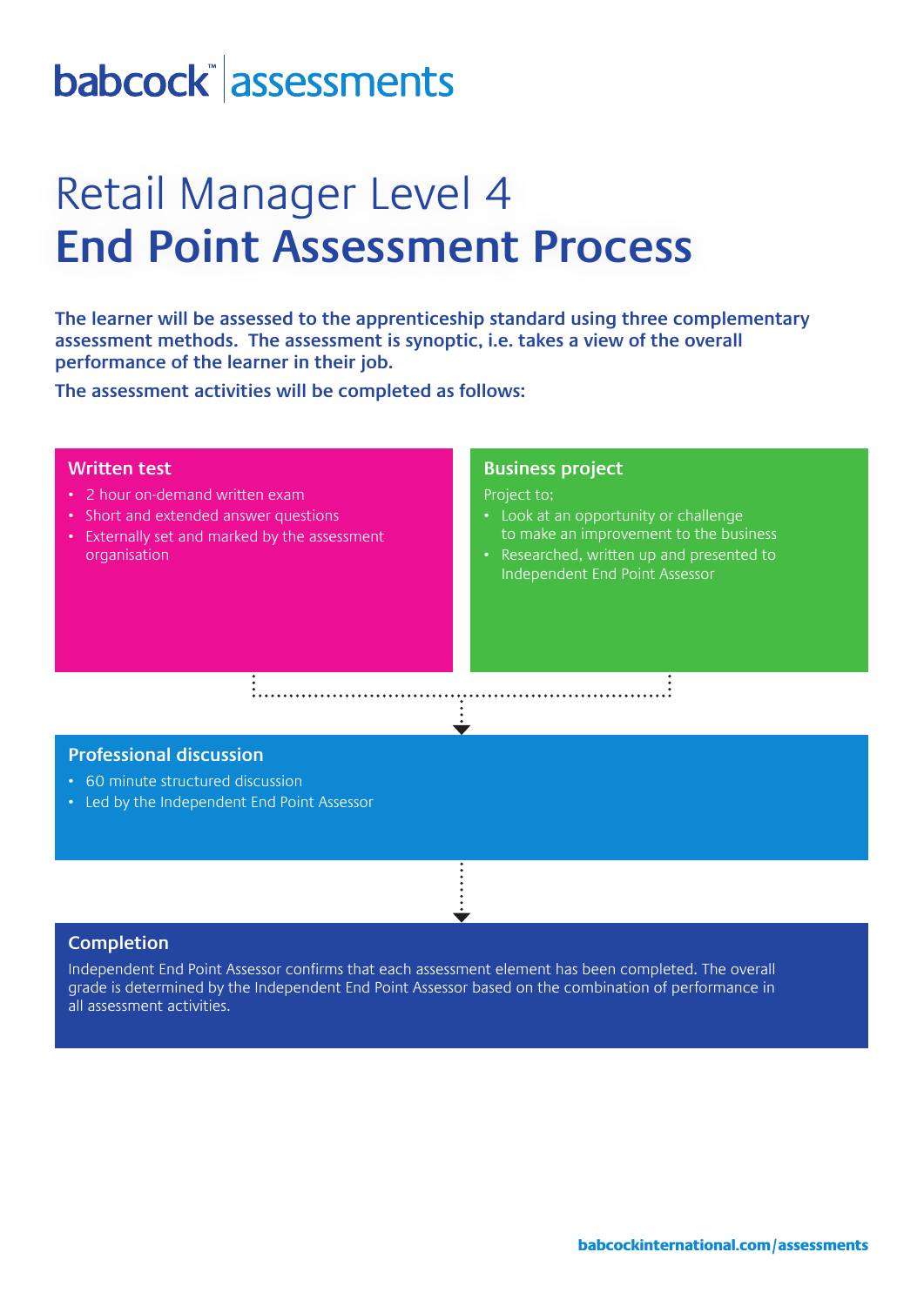babcock™ | assessments

# Retail Manager Level 4
# **End Point Assessment Process**

**The learner will be assessed to the apprenticeship standard using three complementary assessment methods. The assessment is synoptic, i.e. takes a view of the overall performance of the learner in their job.**

**The assessment activities will be completed as follows:**

## Written test

- 2 hour on-demand written exam
- Short and extended answer questions
- Externally set and marked by the assessment organisation

## Business project

Project to;

- Look at an opportunity or challenge to make an improvement to the business
- Researched, written up and presented to Independent End Point Assessor

## Professional discussion

- 60 minute structured discussion
- Led by the Independent End Point Assessor

## Completion

Independent End Point Assessor confirms that each assessment element has been completed. The overall grade is determined by the Independent End Point Assessor based on the combination of performance in all assessment activities.

babcockinternational.com/assessments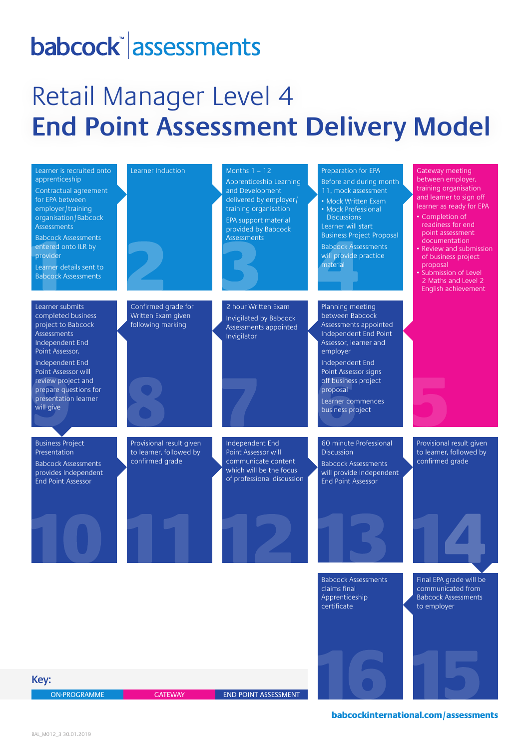babcock™ assessments

# Retail Manager Level 4
# End Point Assessment Delivery Model

**1**

Learner is recruited onto apprenticeship

Contractual agreement for EPA between employer/training organisation/Babcock Assessments

Babcock Assessments entered onto ILR by provider

Learner details sent to Babcock Assessments

**2**

Learner Induction

**3**

Months 1 – 12

Apprenticeship Learning and Development delivered by employer/training organisation

EPA support material provided by Babcock Assessments

**4**

Preparation for EPA

Before and during month 11, mock assessment

- Mock Written Exam
- Mock Professional Discussions

Learner will start Business Project Proposal

Babcock Assessments will provide practice material

**5**

Gateway meeting between employer, training organisation and learner to sign off learner as ready for EPA

- Completion of readiness for end point assessment documentation
- Review and submission of business project proposal
- Submission of Level 2 Maths and Level 2 English achievement

**6**

Planning meeting between Babcock Assessments appointed Independent End Point Assessor, learner and employer

Independent End Point Assessor signs off business project proposal

Learner commences business project

**7**

2 hour Written Exam

Invigilated by Babcock Assessments appointed Invigilator

**8**

Confirmed grade for Written Exam given following marking

**9**

Learner submits completed business project to Babcock Assessments Independent End Point Assessor.

Independent End Point Assessor will review project and prepare questions for presentation learner will give

**10**

Business Project Presentation

Babcock Assessments provides Independent End Point Assessor

**11**

Provisional result given to learner, followed by confirmed grade

**12**

Independent End Point Assessor will communicate content which will be the focus of professional discussion

**13**

60 minute Professional Discussion

Babcock Assessments will provide Independent End Point Assessor

**14**

Provisional result given to learner, followed by confirmed grade

**15**

Final EPA grade will be communicated from Babcock Assessments to employer

**16**

Babcock Assessments claims final Apprenticeship certificate

**Key:**

ON-PROGRAMME | GATEWAY | END POINT ASSESSMENT

babcockinternational.com/assessments

BAL_M012_3 30.01.2019